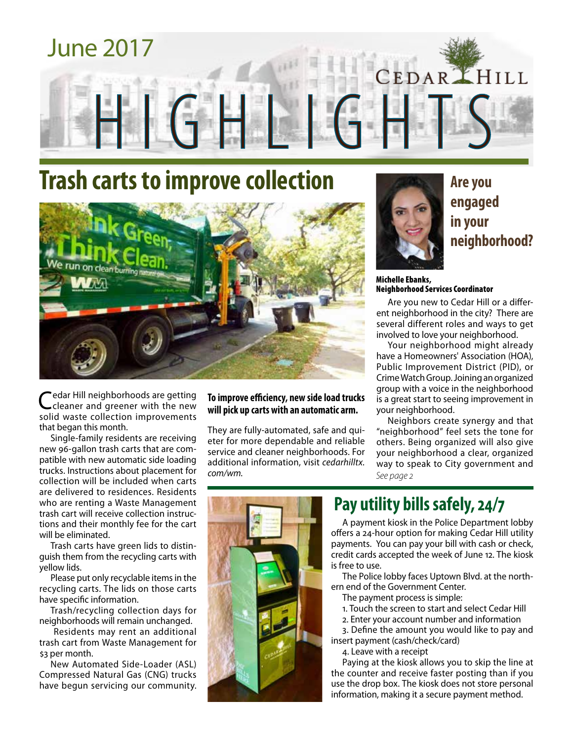June 2017

CEDAR HILL

# HIGHLIGHTS

## Trash carts to improve collection

Cedar Hill neighborhoods are getting cleaner and greener with the new solid waste collection improvements that began this month.

Single-family residents are receiving new 96-gallon trash carts that are compatible with new automatic side loading trucks. Instructions about placement for collection will be included when carts are delivered to residences. Residents who are renting a Waste Management trash cart will receive collection instructions and their monthly fee for the cart will be eliminated.

Trash carts have green lids to distinguish them from the recycling carts with yellow lids.

Please put only recyclable items in the recycling carts. The lids on those carts have specific information.

Trash/recycling collection days for neighborhoods will remain unchanged.

Residents may rent an additional trash cart from Waste Management for $3 per month.

New Automated Side-Loader (ASL) Compressed Natural Gas (CNG) trucks have begun servicing our community.

**To improve efficiency, new side load trucks will pick up carts with an automatic arm.**

They are fully-automated, safe and quieter for more dependable and reliable service and cleaner neighborhoods. For additional information, visit *cedarhilltx.com/wm*.

## Are you engaged in your neighborhood?

**Michelle Ebanks, Neighborhood Services Coordinator**

Are you new to Cedar Hill or a different neighborhood in the city? There are several different roles and ways to get involved to love your neighborhood.

Your neighborhood might already have a Homeowners' Association (HOA), Public Improvement District (PID), or Crime Watch Group. Joining an organized group with a voice in the neighborhood is a great start to seeing improvement in your neighborhood.

Neighbors create synergy and that "neighborhood" feel sets the tone for others. Being organized will also give your neighborhood a clear, organized way to speak to City government and

*See page 2*

## Pay utility bills safely, 24/7

A payment kiosk in the Police Department lobby offers a 24-hour option for making Cedar Hill utility payments. You can pay your bill with cash or check, credit cards accepted the week of June 12. The kiosk is free to use.

The Police lobby faces Uptown Blvd. at the northern end of the Government Center.

The payment process is simple:

1. Touch the screen to start and select Cedar Hill
2. Enter your account number and information
3. Define the amount you would like to pay and insert payment (cash/check/card)
4. Leave with a receipt

Paying at the kiosk allows you to skip the line at the counter and receive faster posting than if you use the drop box. The kiosk does not store personal information, making it a secure payment method.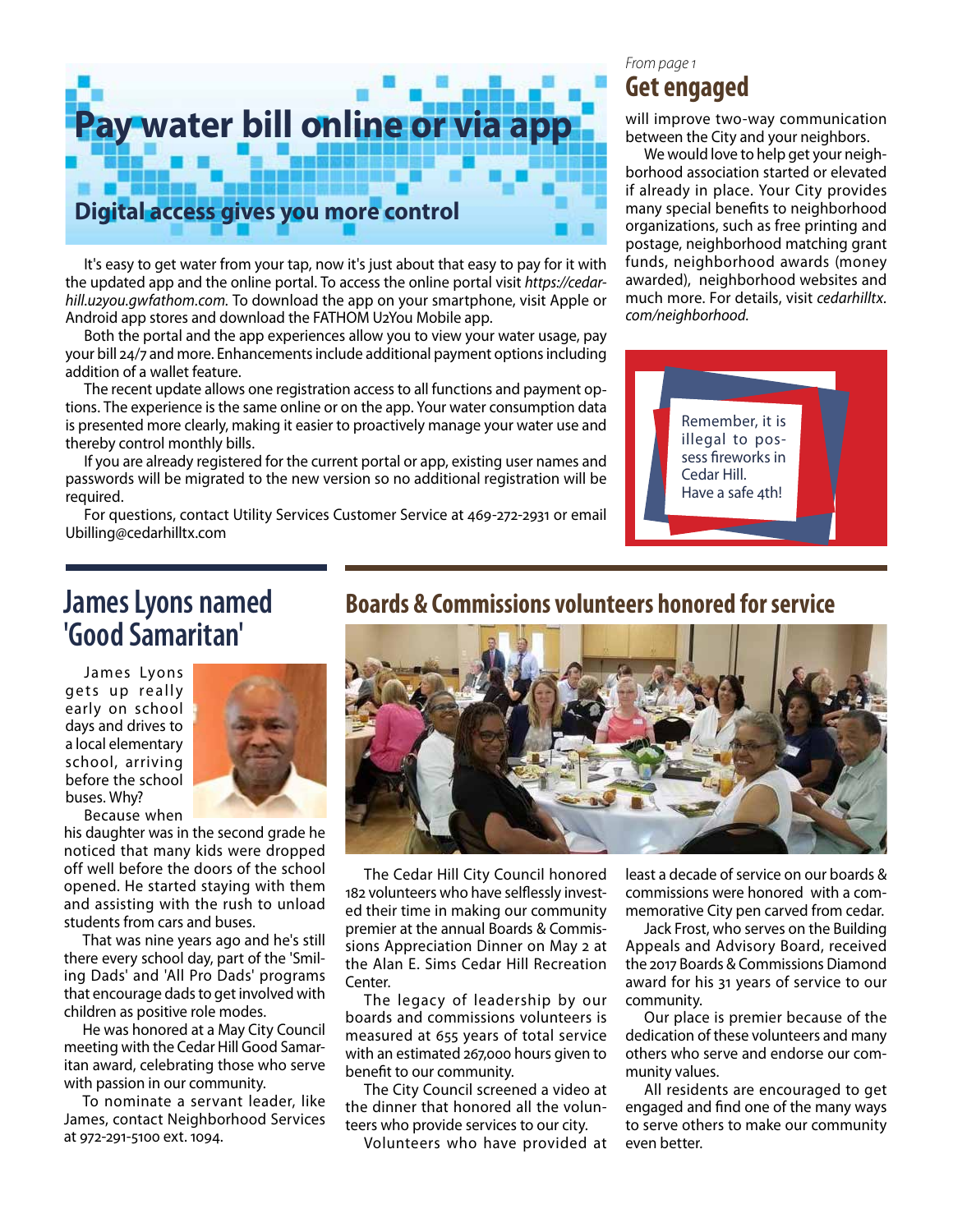# Pay water bill online or via app

## Digital access gives you more control

It's easy to get water from your tap, now it's just about that easy to pay for it with the updated app and the online portal. To access the online portal visit *https://cedarhill.u2you.gwfathom.com.* To download the app on your smartphone, visit Apple or Android app stores and download the FATHOM U2You Mobile app.

Both the portal and the app experiences allow you to view your water usage, pay your bill 24/7 and more. Enhancements include additional payment options including addition of a wallet feature.

The recent update allows one registration access to all functions and payment options. The experience is the same online or on the app. Your water consumption data is presented more clearly, making it easier to proactively manage your water use and thereby control monthly bills.

If you are already registered for the current portal or app, existing user names and passwords will be migrated to the new version so no additional registration will be required.

For questions, contact Utility Services Customer Service at 469-272-2931 or email Ubilling@cedarhilltx.com

*From page 1*

## Get engaged

will improve two-way communication between the City and your neighbors.

We would love to help get your neighborhood association started or elevated if already in place. Your City provides many special benefits to neighborhood organizations, such as free printing and postage, neighborhood matching grant funds, neighborhood awards (money awarded), neighborhood websites and much more. For details, visit *cedarhilltx.com/neighborhood.*

Remember, it is illegal to possess fireworks in Cedar Hill. Have a safe 4th!

## James Lyons named 'Good Samaritan'

James Lyons gets up really early on school days and drives to a local elementary school, arriving before the school buses. Why?

Because when his daughter was in the second grade he noticed that many kids were dropped off well before the doors of the school opened. He started staying with them and assisting with the rush to unload students from cars and buses.

That was nine years ago and he's still there every school day, part of the 'Smiling Dads' and 'All Pro Dads' programs that encourage dads to get involved with children as positive role modes.

He was honored at a May City Council meeting with the Cedar Hill Good Samaritan award, celebrating those who serve with passion in our community.

To nominate a servant leader, like James, contact Neighborhood Services at 972-291-5100 ext. 1094.

## Boards & Commissions volunteers honored for service

The Cedar Hill City Council honored 182 volunteers who have selflessly invested their time in making our community premier at the annual Boards & Commissions Appreciation Dinner on May 2 at the Alan E. Sims Cedar Hill Recreation Center.

The legacy of leadership by our boards and commissions volunteers is measured at 655 years of total service with an estimated 267,000 hours given to benefit to our community.

The City Council screened a video at the dinner that honored all the volunteers who provide services to our city.

Volunteers who have provided at least a decade of service on our boards & commissions were honored with a commemorative City pen carved from cedar.

Jack Frost, who serves on the Building Appeals and Advisory Board, received the 2017 Boards & Commissions Diamond award for his 31 years of service to our community.

Our place is premier because of the dedication of these volunteers and many others who serve and endorse our community values.

All residents are encouraged to get engaged and find one of the many ways to serve others to make our community even better.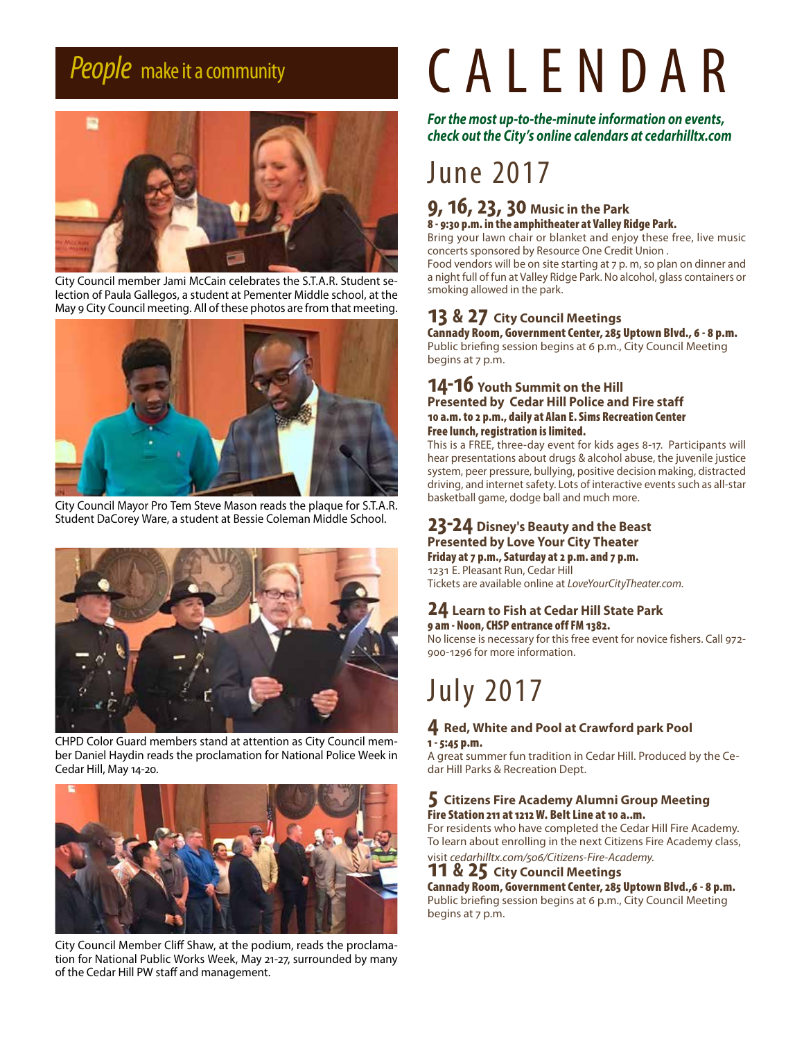## *People* make it a community

City Council member Jami McCain celebrates the S.T.A.R. Student selection of Paula Gallegos, a student at Pementer Middle school, at the May 9 City Council meeting. All of these photos are from that meeting.

City Council Mayor Pro Tem Steve Mason reads the plaque for S.T.A.R. Student DaCorey Ware, a student at Bessie Coleman Middle School.

CHPD Color Guard members stand at attention as City Council member Daniel Haydin reads the proclamation for National Police Week in Cedar Hill, May 14-20.

City Council Member Cliff Shaw, at the podium, reads the proclamation for National Public Works Week, May 21-27, surrounded by many of the Cedar Hill PW staff and management.

# CALENDAR

***For the most up-to-the-minute information on events, check out the City's online calendars at cedarhilltx.com***

## June 2017

### 9, 16, 23, 30 Music in the Park

**8 - 9:30 p.m. in the amphitheater at Valley Ridge Park.**

Bring your lawn chair or blanket and enjoy these free, live music concerts sponsored by Resource One Credit Union .

Food vendors will be on site starting at 7 p. m, so plan on dinner and a night full of fun at Valley Ridge Park. No alcohol, glass containers or smoking allowed in the park.

### 13 & 27 City Council Meetings

**Cannady Room, Government Center, 285 Uptown Blvd., 6 - 8 p.m.**

Public briefing session begins at 6 p.m., City Council Meeting begins at 7 p.m.

### 14-16 Youth Summit on the Hill

**Presented by Cedar Hill Police and Fire staff**

**10 a.m. to 2 p.m., daily at Alan E. Sims Recreation Center**

**Free lunch, registration is limited.**

This is a FREE, three-day event for kids ages 8-17. Participants will hear presentations about drugs & alcohol abuse, the juvenile justice system, peer pressure, bullying, positive decision making, distracted driving, and internet safety. Lots of interactive events such as all-star basketball game, dodge ball and much more.

### 23-24 Disney's Beauty and the Beast

**Presented by Love Your City Theater**

**Friday at 7 p.m., Saturday at 2 p.m. and 7 p.m.**

1231 E. Pleasant Run, Cedar Hill

Tickets are available online at *LoveYourCityTheater.com.*

### 24 Learn to Fish at Cedar Hill State Park

**9 am - Noon, CHSP entrance off FM 1382.**

No license is necessary for this free event for novice fishers. Call 972-900-1296 for more information.

## July 2017

### 4 Red, White and Pool at Crawford park Pool

**1 - 5:45 p.m.**

A great summer fun tradition in Cedar Hill. Produced by the Cedar Hill Parks & Recreation Dept.

### 5 Citizens Fire Academy Alumni Group Meeting

**Fire Station 211 at 1212 W. Belt Line at 10 a..m.**

For residents who have completed the Cedar Hill Fire Academy. To learn about enrolling in the next Citizens Fire Academy class, visit *cedarhilltx.com/506/Citizens-Fire-Academy.*

### 11 & 25 City Council Meetings

**Cannady Room, Government Center, 285 Uptown Blvd.,6 - 8 p.m.**

Public briefing session begins at 6 p.m., City Council Meeting begins at 7 p.m.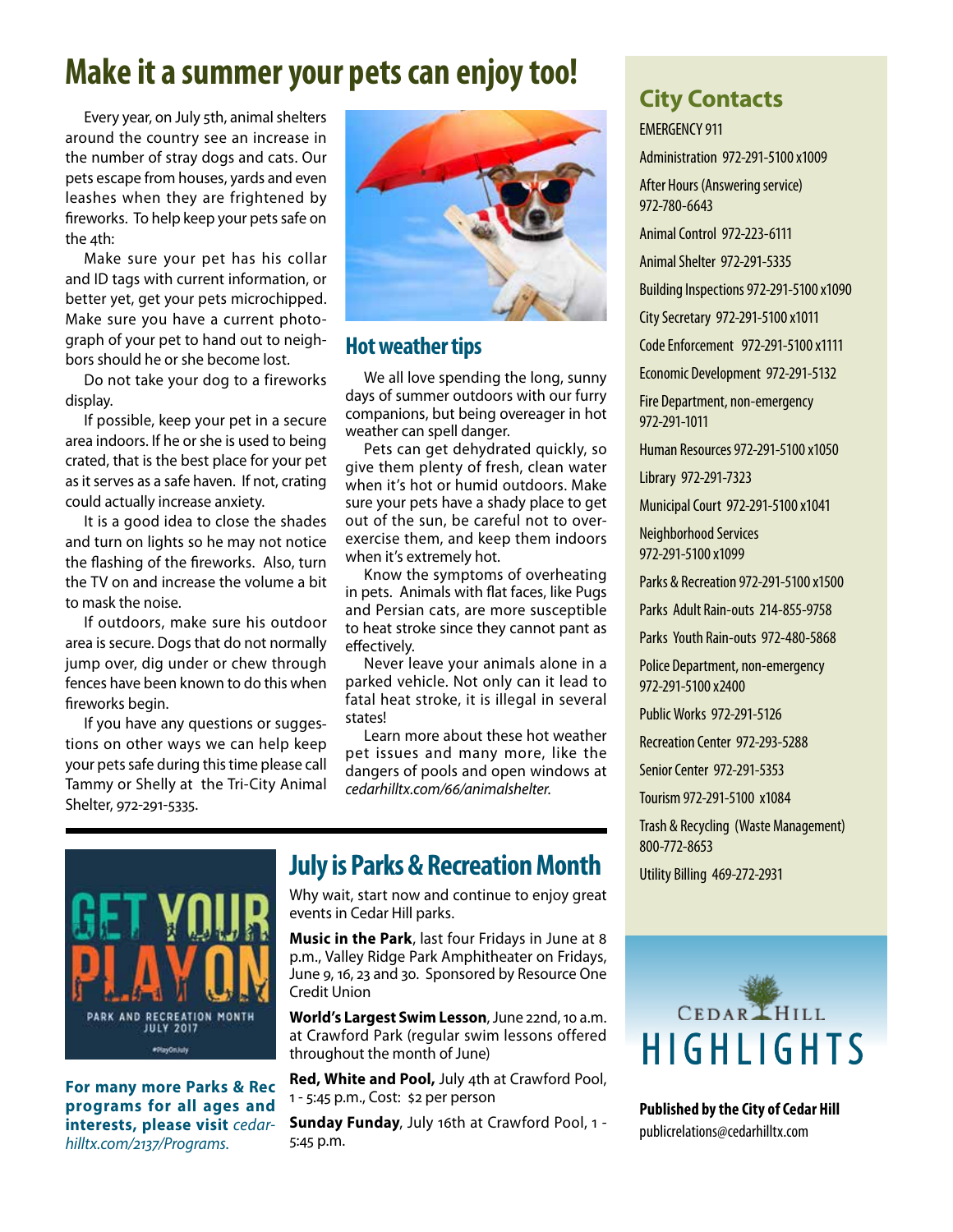# Make it a summer your pets can enjoy too!

Every year, on July 5th, animal shelters around the country see an increase in the number of stray dogs and cats. Our pets escape from houses, yards and even leashes when they are frightened by fireworks. To help keep your pets safe on the 4th:

Make sure your pet has his collar and ID tags with current information, or better yet, get your pets microchipped. Make sure you have a current photograph of your pet to hand out to neighbors should he or she become lost.

Do not take your dog to a fireworks display.

If possible, keep your pet in a secure area indoors. If he or she is used to being crated, that is the best place for your pet as it serves as a safe haven. If not, crating could actually increase anxiety.

It is a good idea to close the shades and turn on lights so he may not notice the flashing of the fireworks. Also, turn the TV on and increase the volume a bit to mask the noise.

If outdoors, make sure his outdoor area is secure. Dogs that do not normally jump over, dig under or chew through fences have been known to do this when fireworks begin.

If you have any questions or suggestions on other ways we can help keep your pets safe during this time please call Tammy or Shelly at the Tri-City Animal Shelter, 972-291-5335.

## Hot weather tips

We all love spending the long, sunny days of summer outdoors with our furry companions, but being overeager in hot weather can spell danger.

Pets can get dehydrated quickly, so give them plenty of fresh, clean water when it's hot or humid outdoors. Make sure your pets have a shady place to get out of the sun, be careful not to over-exercise them, and keep them indoors when it's extremely hot.

Know the symptoms of overheating in pets. Animals with flat faces, like Pugs and Persian cats, are more susceptible to heat stroke since they cannot pant as effectively.

Never leave your animals alone in a parked vehicle. Not only can it lead to fatal heat stroke, it is illegal in several states!

Learn more about these hot weather pet issues and many more, like the dangers of pools and open windows at *cedarhilltx.com/66/animalshelter.*

## July is Parks & Recreation Month

GET YOUR PLAY ON
PARK AND RECREATION MONTH
JULY 2017
#PlayOnJuly

Why wait, start now and continue to enjoy great events in Cedar Hill parks.

**Music in the Park**, last four Fridays in June at 8 p.m., Valley Ridge Park Amphitheater on Fridays, June 9, 16, 23 and 30. Sponsored by Resource One Credit Union

**World's Largest Swim Lesson**, June 22nd, 10 a.m. at Crawford Park (regular swim lessons offered throughout the month of June)

**Red, White and Pool,** July 4th at Crawford Pool, 1 - 5:45 p.m., Cost: $2 per person

**Sunday Funday**, July 16th at Crawford Pool, 1 - 5:45 p.m.

**For many more Parks & Rec programs for all ages and interests, please visit** *cedarhilltx.com/2137/Programs.*

## City Contacts

EMERGENCY 911

Administration 972-291-5100 x1009

After Hours (Answering service) 972-780-6643

Animal Control 972-223-6111

Animal Shelter 972-291-5335

Building Inspections 972-291-5100 x1090

City Secretary 972-291-5100 x1011

Code Enforcement 972-291-5100 x1111

Economic Development 972-291-5132

Fire Department, non-emergency 972-291-1011

Human Resources 972-291-5100 x1050

Library 972-291-7323

Municipal Court 972-291-5100 x1041

Neighborhood Services 972-291-5100 x1099

Parks & Recreation 972-291-5100 x1500

Parks Adult Rain-outs 214-855-9758

Parks Youth Rain-outs 972-480-5868

Police Department, non-emergency 972-291-5100 x2400

Public Works 972-291-5126

Recreation Center 972-293-5288

Senior Center 972-291-5353

Tourism 972-291-5100 x1084

Trash & Recycling (Waste Management) 800-772-8653

Utility Billing 469-272-2931

CEDAR HILL HIGHLIGHTS

**Published by the City of Cedar Hill**
publicrelations@cedarhilltx.com